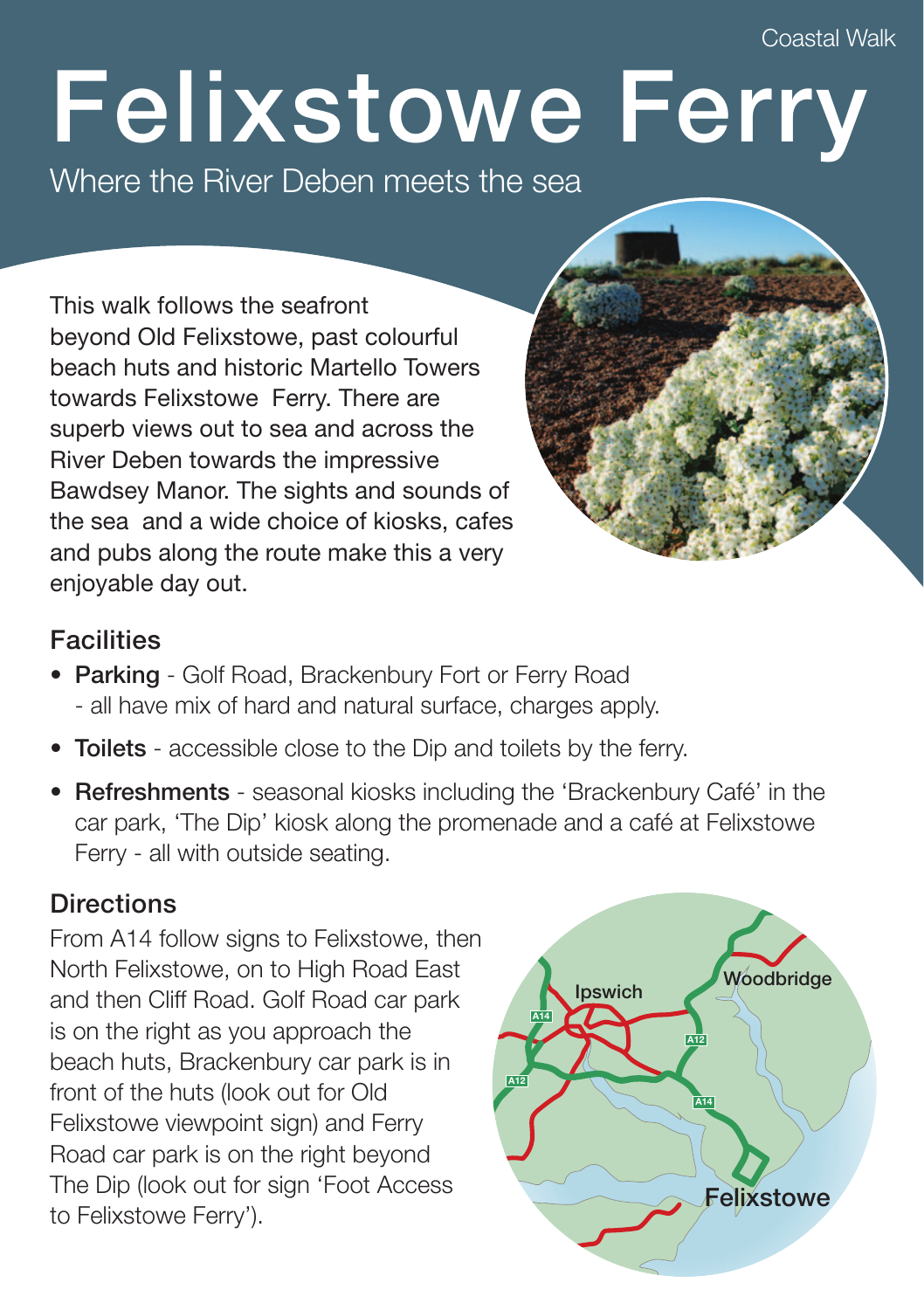Coastal Walk

# Felixstowe Ferry

Where the River Deben meets the sea

This walk follows the seafront beyond Old Felixstowe, past colourful beach huts and historic Martello Towers towards Felixstowe Ferry. There are superb views out to sea and across the River Deben towards the impressive Bawdsey Manor. The sights and sounds of the sea and a wide choice of kiosks, cafes and pubs along the route make this a very enjoyable day out.

## Facilities

- **Parking** - Golf Road, Brackenbury Fort or Ferry Road - all have mix of hard and natural surface, charges apply.
- **Toilets** - accessible close to the Dip and toilets by the ferry.
- **Refreshments** - seasonal kiosks including the 'Brackenbury Café' in the car park, 'The Dip' kiosk along the promenade and a café at Felixstowe Ferry - all with outside seating.

## Directions

From A14 follow signs to Felixstowe, then North Felixstowe, on to High Road East and then Cliff Road. Golf Road car park is on the right as you approach the beach huts, Brackenbury car park is in front of the huts (look out for Old Felixstowe viewpoint sign) and Ferry Road car park is on the right beyond The Dip (look out for sign 'Foot Access to Felixstowe Ferry').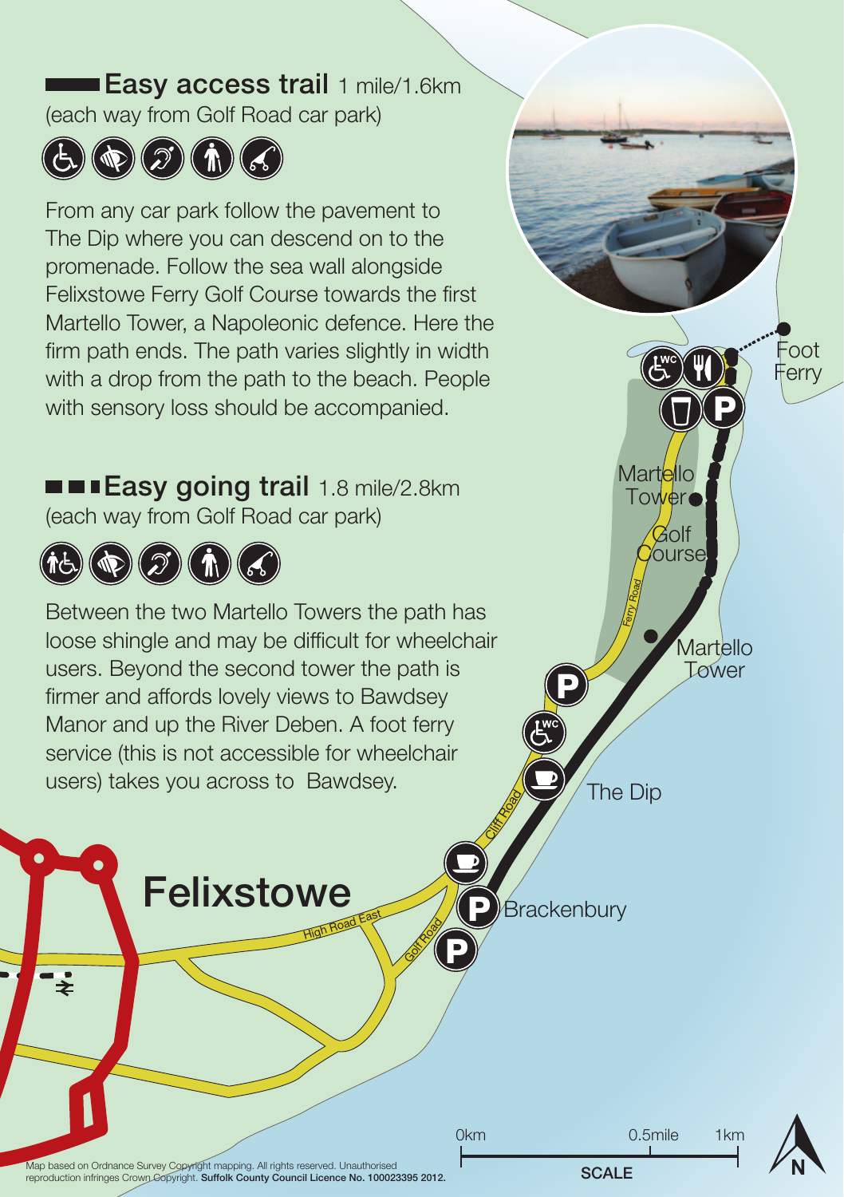## Easy access trail 1 mile/1.6km

(each way from Golf Road car park)

From any car park follow the pavement to The Dip where you can descend on to the promenade. Follow the sea wall alongside Felixstowe Ferry Golf Course towards the first Martello Tower, a Napoleonic defence. Here the firm path ends. The path varies slightly in width with a drop from the path to the beach. People with sensory loss should be accompanied.

## Easy going trail 1.8 mile/2.8km

(each way from Golf Road car park)

Between the two Martello Towers the path has loose shingle and may be difficult for wheelchair users. Beyond the second tower the path is firmer and affords lovely views to Bawdsey Manor and up the River Deben. A foot ferry service (this is not accessible for wheelchair users) takes you across to Bawdsey.

Foot Ferry

Martello Tower

Golf Course

Ferry Road

Martello Tower

The Dip

Cliff Road

Felixstowe

High Road East

Golf Road

Brackenbury

0km 0.5mile 1km

SCALE

N

Map based on Ordnance Survey Copyright mapping. All rights reserved. Unauthorised reproduction infringes Crown Copyright. **Suffolk County Council Licence No. 100023395 2012.**